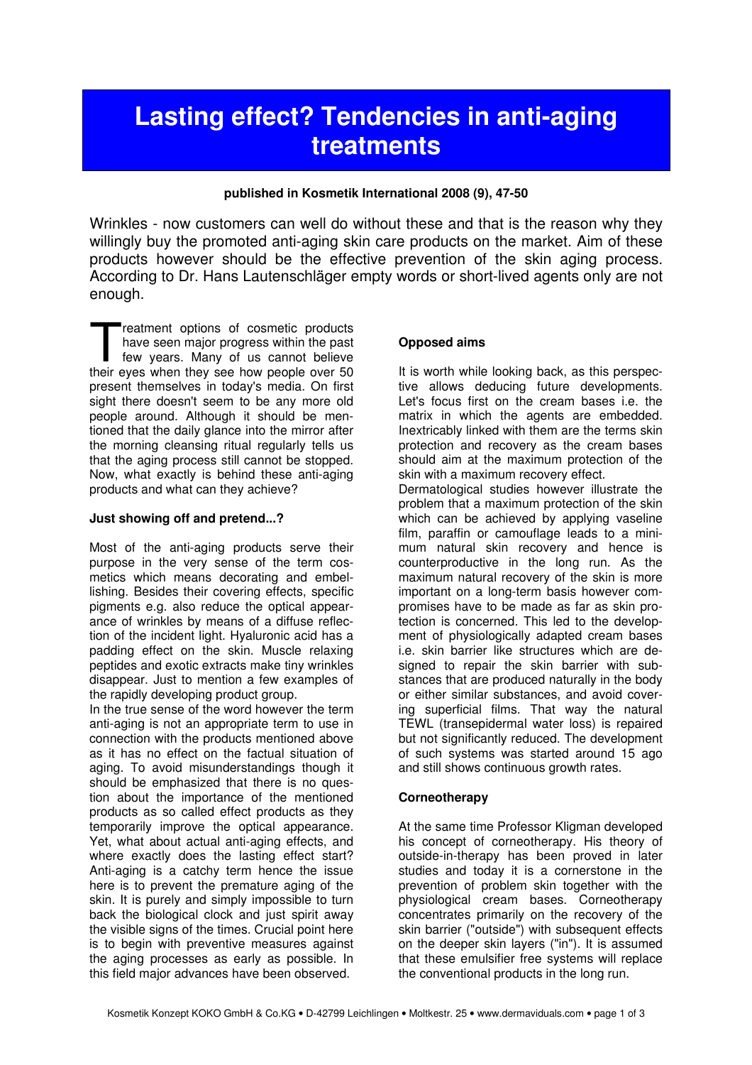# Lasting effect? Tendencies in anti-aging treatments

**published in Kosmetik International 2008 (9), 47-50**

Wrinkles - now customers can well do without these and that is the reason why they willingly buy the promoted anti-aging skin care products on the market. Aim of these products however should be the effective prevention of the skin aging process. According to Dr. Hans Lautenschläger empty words or short-lived agents only are not enough.

Treatment options of cosmetic products have seen major progress within the past few years. Many of us cannot believe their eyes when they see how people over 50 present themselves in today's media. On first sight there doesn't seem to be any more old people around. Although it should be mentioned that the daily glance into the mirror after the morning cleansing ritual regularly tells us that the aging process still cannot be stopped. Now, what exactly is behind these anti-aging products and what can they achieve?

**Just showing off and pretend...?**

Most of the anti-aging products serve their purpose in the very sense of the term cosmetics which means decorating and embellishing. Besides their covering effects, specific pigments e.g. also reduce the optical appearance of wrinkles by means of a diffuse reflection of the incident light. Hyaluronic acid has a padding effect on the skin. Muscle relaxing peptides and exotic extracts make tiny wrinkles disappear. Just to mention a few examples of the rapidly developing product group.

In the true sense of the word however the term anti-aging is not an appropriate term to use in connection with the products mentioned above as it has no effect on the factual situation of aging. To avoid misunderstandings though it should be emphasized that there is no question about the importance of the mentioned products as so called effect products as they temporarily improve the optical appearance. Yet, what about actual anti-aging effects, and where exactly does the lasting effect start? Anti-aging is a catchy term hence the issue here is to prevent the premature aging of the skin. It is purely and simply impossible to turn back the biological clock and just spirit away the visible signs of the times. Crucial point here is to begin with preventive measures against the aging processes as early as possible. In this field major advances have been observed.

**Opposed aims**

It is worth while looking back, as this perspective allows deducing future developments. Let's focus first on the cream bases i.e. the matrix in which the agents are embedded. Inextricably linked with them are the terms skin protection and recovery as the cream bases should aim at the maximum protection of the skin with a maximum recovery effect.

Dermatological studies however illustrate the problem that a maximum protection of the skin which can be achieved by applying vaseline film, paraffin or camouflage leads to a minimum natural skin recovery and hence is counterproductive in the long run. As the maximum natural recovery of the skin is more important on a long-term basis however compromises have to be made as far as skin protection is concerned. This led to the development of physiologically adapted cream bases i.e. skin barrier like structures which are designed to repair the skin barrier with substances that are produced naturally in the body or either similar substances, and avoid covering superficial films. That way the natural TEWL (transepidermal water loss) is repaired but not significantly reduced. The development of such systems was started around 15 ago and still shows continuous growth rates.

**Corneotherapy**

At the same time Professor Kligman developed his concept of corneotherapy. His theory of outside-in-therapy has been proved in later studies and today it is a cornerstone in the prevention of problem skin together with the physiological cream bases. Corneotherapy concentrates primarily on the recovery of the skin barrier ("outside") with subsequent effects on the deeper skin layers ("in"). It is assumed that these emulsifier free systems will replace the conventional products in the long run.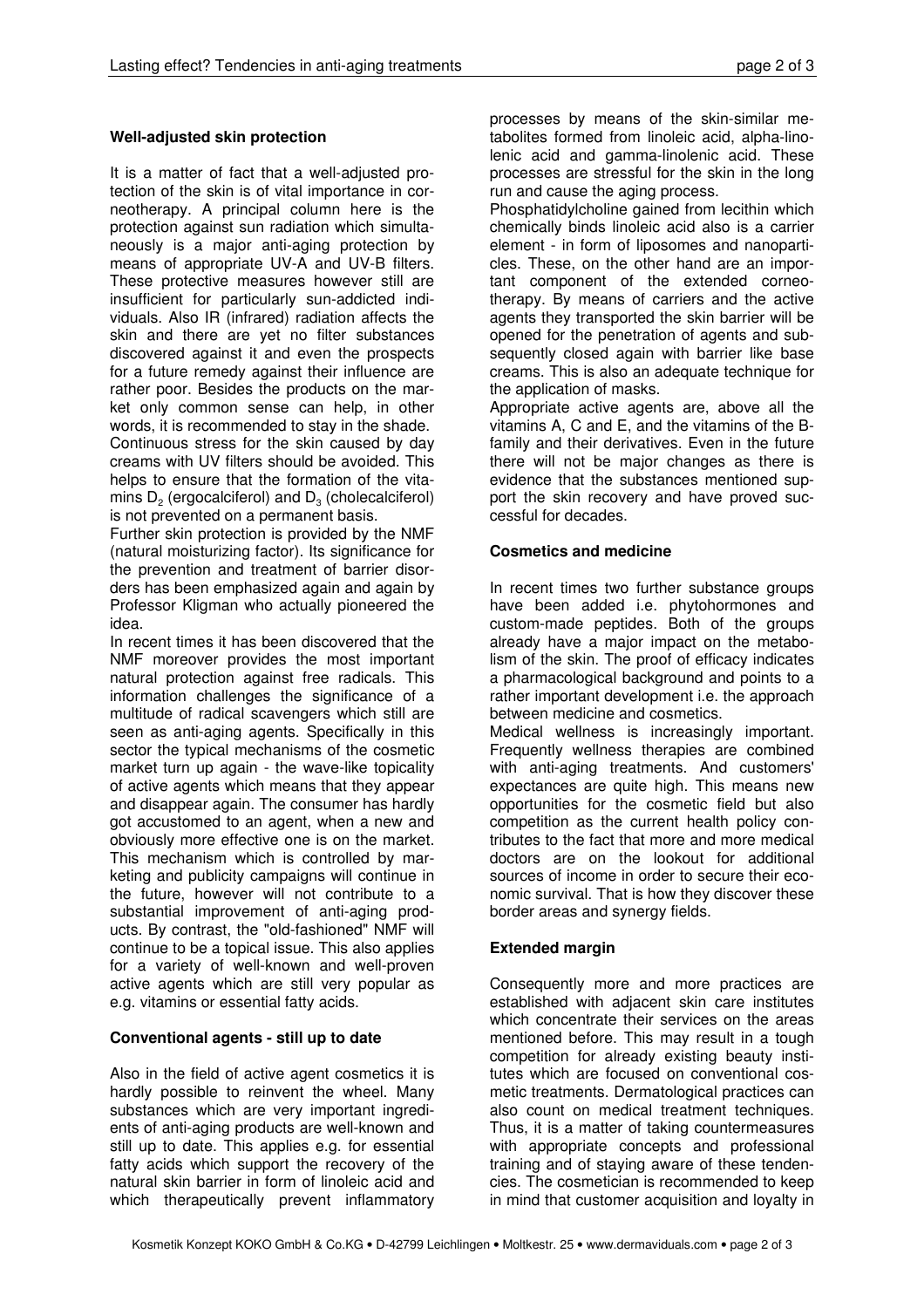## Well-adjusted skin protection

It is a matter of fact that a well-adjusted protection of the skin is of vital importance in corneotherapy. A principal column here is the protection against sun radiation which simultaneously is a major anti-aging protection by means of appropriate UV-A and UV-B filters. These protective measures however still are insufficient for particularly sun-addicted individuals. Also IR (infrared) radiation affects the skin and there are yet no filter substances discovered against it and even the prospects for a future remedy against their influence are rather poor. Besides the products on the market only common sense can help, in other words, it is recommended to stay in the shade.

Continuous stress for the skin caused by day creams with UV filters should be avoided. This helps to ensure that the formation of the vitamins $D_2$ (ergocalciferol) and $D_3$ (cholecalciferol) is not prevented on a permanent basis.

Further skin protection is provided by the NMF (natural moisturizing factor). Its significance for the prevention and treatment of barrier disorders has been emphasized again and again by Professor Kligman who actually pioneered the idea.

In recent times it has been discovered that the NMF moreover provides the most important natural protection against free radicals. This information challenges the significance of a multitude of radical scavengers which still are seen as anti-aging agents. Specifically in this sector the typical mechanisms of the cosmetic market turn up again - the wave-like topicality of active agents which means that they appear and disappear again. The consumer has hardly got accustomed to an agent, when a new and obviously more effective one is on the market. This mechanism which is controlled by marketing and publicity campaigns will continue in the future, however will not contribute to a substantial improvement of anti-aging products. By contrast, the "old-fashioned" NMF will continue to be a topical issue. This also applies for a variety of well-known and well-proven active agents which are still very popular as e.g. vitamins or essential fatty acids.

## Conventional agents - still up to date

Also in the field of active agent cosmetics it is hardly possible to reinvent the wheel. Many substances which are very important ingredients of anti-aging products are well-known and still up to date. This applies e.g. for essential fatty acids which support the recovery of the natural skin barrier in form of linoleic acid and which therapeutically prevent inflammatory processes by means of the skin-similar metabolites formed from linoleic acid, alpha-linolenic acid and gamma-linolenic acid. These processes are stressful for the skin in the long run and cause the aging process.

Phosphatidylcholine gained from lecithin which chemically binds linoleic acid also is a carrier element - in form of liposomes and nanoparticles. These, on the other hand are an important component of the extended corneotherapy. By means of carriers and the active agents they transported the skin barrier will be opened for the penetration of agents and subsequently closed again with barrier like base creams. This is also an adequate technique for the application of masks.

Appropriate active agents are, above all the vitamins A, C and E, and the vitamins of the B-family and their derivatives. Even in the future there will not be major changes as there is evidence that the substances mentioned support the skin recovery and have proved successful for decades.

## Cosmetics and medicine

In recent times two further substance groups have been added i.e. phytohormones and custom-made peptides. Both of the groups already have a major impact on the metabolism of the skin. The proof of efficacy indicates a pharmacological background and points to a rather important development i.e. the approach between medicine and cosmetics.

Medical wellness is increasingly important. Frequently wellness therapies are combined with anti-aging treatments. And customers' expectances are quite high. This means new opportunities for the cosmetic field but also competition as the current health policy contributes to the fact that more and more medical doctors are on the lookout for additional sources of income in order to secure their economic survival. That is how they discover these border areas and synergy fields.

## Extended margin

Consequently more and more practices are established with adjacent skin care institutes which concentrate their services on the areas mentioned before. This may result in a tough competition for already existing beauty institutes which are focused on conventional cosmetic treatments. Dermatological practices can also count on medical treatment techniques. Thus, it is a matter of taking countermeasures with appropriate concepts and professional training and of staying aware of these tendencies. The cosmetician is recommended to keep in mind that customer acquisition and loyalty in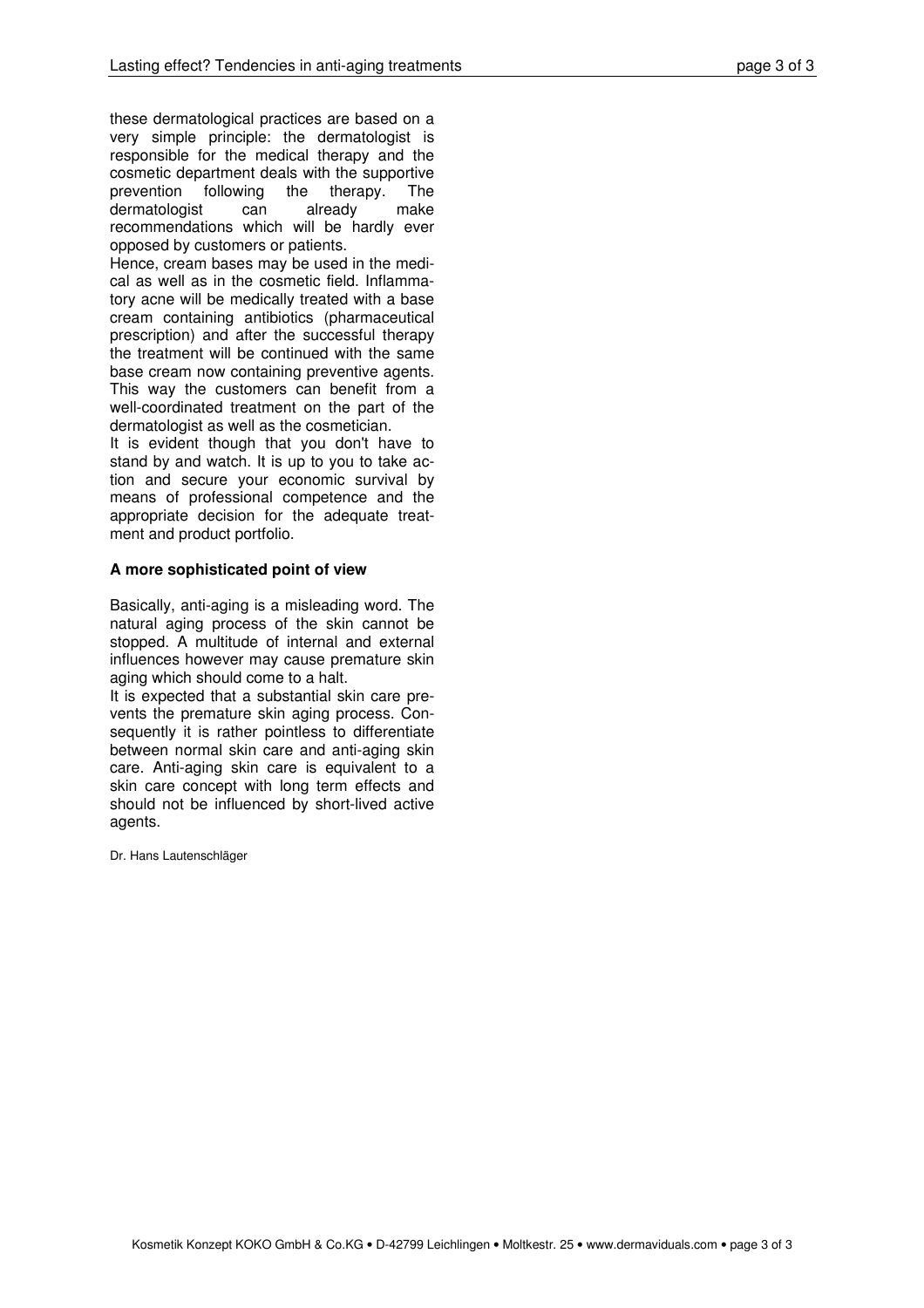these dermatological practices are based on a very simple principle: the dermatologist is responsible for the medical therapy and the cosmetic department deals with the supportive prevention following the therapy. The dermatologist can already make recommendations which will be hardly ever opposed by customers or patients.

Hence, cream bases may be used in the medical as well as in the cosmetic field. Inflammatory acne will be medically treated with a base cream containing antibiotics (pharmaceutical prescription) and after the successful therapy the treatment will be continued with the same base cream now containing preventive agents. This way the customers can benefit from a well-coordinated treatment on the part of the dermatologist as well as the cosmetician.

It is evident though that you don't have to stand by and watch. It is up to you to take action and secure your economic survival by means of professional competence and the appropriate decision for the adequate treatment and product portfolio.

**A more sophisticated point of view**

Basically, anti-aging is a misleading word. The natural aging process of the skin cannot be stopped. A multitude of internal and external influences however may cause premature skin aging which should come to a halt.

It is expected that a substantial skin care prevents the premature skin aging process. Consequently it is rather pointless to differentiate between normal skin care and anti-aging skin care. Anti-aging skin care is equivalent to a skin care concept with long term effects and should not be influenced by short-lived active agents.

Dr. Hans Lautenschläger